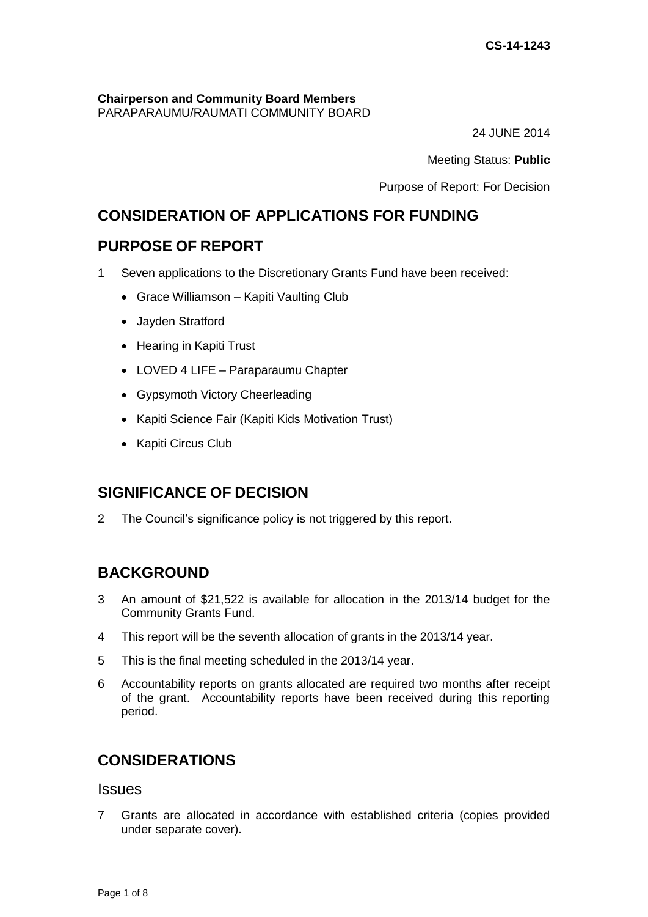CS-14-1243

**Chairperson and Community Board Members**
PARAPARAUMU/RAUMATI COMMUNITY BOARD

24 JUNE 2014

Meeting Status: **Public**

Purpose of Report: For Decision

## CONSIDERATION OF APPLICATIONS FOR FUNDING

## PURPOSE OF REPORT

1 Seven applications to the Discretionary Grants Fund have been received:

- Grace Williamson – Kapiti Vaulting Club
- Jayden Stratford
- Hearing in Kapiti Trust
- LOVED 4 LIFE – Paraparaumu Chapter
- Gypsymoth Victory Cheerleading
- Kapiti Science Fair (Kapiti Kids Motivation Trust)
- Kapiti Circus Club

## SIGNIFICANCE OF DECISION

2 The Council's significance policy is not triggered by this report.

## BACKGROUND

3 An amount of $21,522 is available for allocation in the 2013/14 budget for the Community Grants Fund.

4 This report will be the seventh allocation of grants in the 2013/14 year.

5 This is the final meeting scheduled in the 2013/14 year.

6 Accountability reports on grants allocated are required two months after receipt of the grant. Accountability reports have been received during this reporting period.

## CONSIDERATIONS

### Issues

7 Grants are allocated in accordance with established criteria (copies provided under separate cover).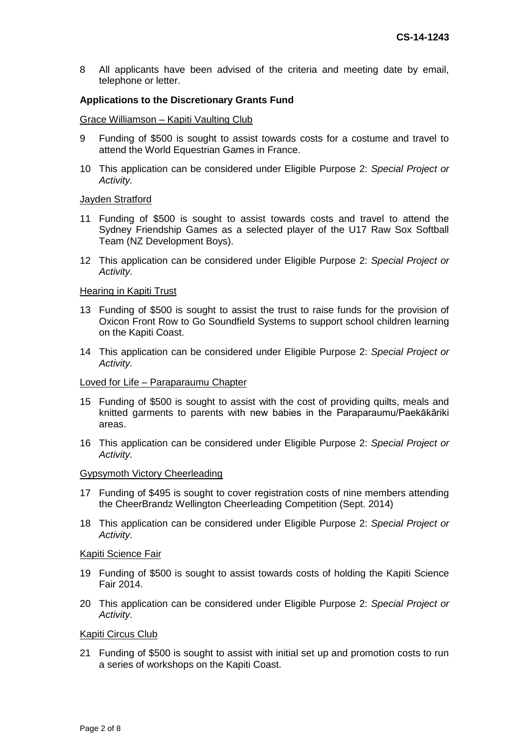8 All applicants have been advised of the criteria and meeting date by email, telephone or letter.

**Applications to the Discretionary Grants Fund**

Grace Williamson – Kapiti Vaulting Club

9 Funding of $500 is sought to assist towards costs for a costume and travel to attend the World Equestrian Games in France.

10 This application can be considered under Eligible Purpose 2: *Special Project or Activity*.

Jayden Stratford

11 Funding of $500 is sought to assist towards costs and travel to attend the Sydney Friendship Games as a selected player of the U17 Raw Sox Softball Team (NZ Development Boys).

12 This application can be considered under Eligible Purpose 2: *Special Project or Activity*.

Hearing in Kapiti Trust

13 Funding of $500 is sought to assist the trust to raise funds for the provision of Oxicon Front Row to Go Soundfield Systems to support school children learning on the Kapiti Coast.

14 This application can be considered under Eligible Purpose 2: *Special Project or Activity*.

Loved for Life – Paraparaumu Chapter

15 Funding of $500 is sought to assist with the cost of providing quilts, meals and knitted garments to parents with new babies in the Paraparaumu/Paekākāriki areas.

16 This application can be considered under Eligible Purpose 2: *Special Project or Activity*.

Gypsymoth Victory Cheerleading

17 Funding of $495 is sought to cover registration costs of nine members attending the CheerBrandz Wellington Cheerleading Competition (Sept. 2014)

18 This application can be considered under Eligible Purpose 2: *Special Project or Activity*.

Kapiti Science Fair

19 Funding of $500 is sought to assist towards costs of holding the Kapiti Science Fair 2014.

20 This application can be considered under Eligible Purpose 2: *Special Project or Activity*.

Kapiti Circus Club

21 Funding of $500 is sought to assist with initial set up and promotion costs to run a series of workshops on the Kapiti Coast.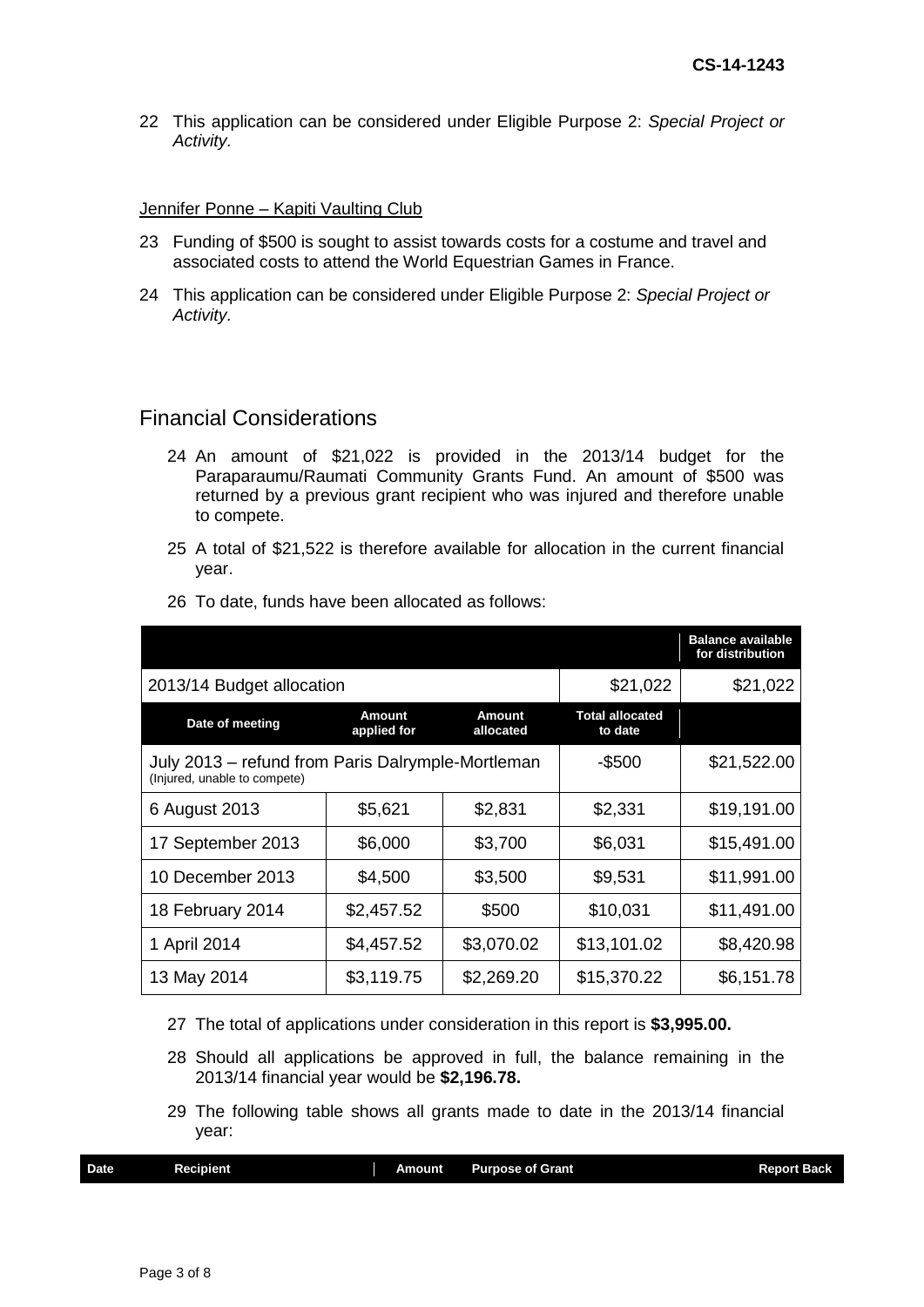22 This application can be considered under Eligible Purpose 2: *Special Project or Activity*.

Jennifer Ponne – Kapiti Vaulting Club

23 Funding of $500 is sought to assist towards costs for a costume and travel and associated costs to attend the World Equestrian Games in France.

24 This application can be considered under Eligible Purpose 2: *Special Project or Activity*.

## Financial Considerations

24 An amount of $21,022 is provided in the 2013/14 budget for the Paraparaumu/Raumati Community Grants Fund. An amount of $500 was returned by a previous grant recipient who was injured and therefore unable to compete.

25 A total of $21,522 is therefore available for allocation in the current financial year.

26 To date, funds have been allocated as follows:

| | | | | **Balance available for distribution** |
|---|---|---|---|---|
| 2013/14 Budget allocation | | | $21,022 | $21,022 |
| **Date of meeting** | **Amount applied for** | **Amount allocated** | **Total allocated to date** | |
| July 2013 – refund from Paris Dalrymple-Mortleman (Injured, unable to compete) | | | -$500 | $21,522.00 |
| 6 August 2013 | $5,621 | $2,831 | $2,331 | $19,191.00 |
| 17 September 2013 | $6,000 | $3,700 | $6,031 | $15,491.00 |
| 10 December 2013 | $4,500 | $3,500 | $9,531 | $11,991.00 |
| 18 February 2014 | $2,457.52 | $500 | $10,031 | $11,491.00 |
| 1 April 2014 | $4,457.52 | $3,070.02 | $13,101.02 | $8,420.98 |
| 13 May 2014 | $3,119.75 | $2,269.20 | $15,370.22 | $6,151.78 |

27 The total of applications under consideration in this report is **$3,995.00.**

28 Should all applications be approved in full, the balance remaining in the 2013/14 financial year would be **$2,196.78.**

29 The following table shows all grants made to date in the 2013/14 financial year:

| Date | Recipient | Amount | Purpose of Grant | Report Back |
|---|---|---|---|---|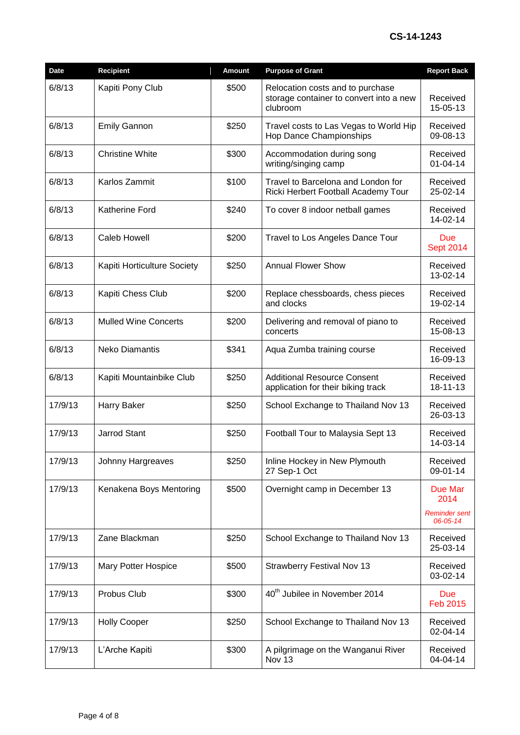CS-14-1243

| Date | Recipient | Amount | Purpose of Grant | Report Back |
|---|---|---|---|---|
| 6/8/13 | Kapiti Pony Club | $500 | Relocation costs and to purchase storage container to convert into a new clubroom | Received 15-05-13 |
| 6/8/13 | Emily Gannon | $250 | Travel costs to Las Vegas to World Hip Hop Dance Championships | Received 09-08-13 |
| 6/8/13 | Christine White | $300 | Accommodation during song writing/singing camp | Received 01-04-14 |
| 6/8/13 | Karlos Zammit | $100 | Travel to Barcelona and London for Ricki Herbert Football Academy Tour | Received 25-02-14 |
| 6/8/13 | Katherine Ford | $240 | To cover 8 indoor netball games | Received 14-02-14 |
| 6/8/13 | Caleb Howell | $200 | Travel to Los Angeles Dance Tour | Due Sept 2014 |
| 6/8/13 | Kapiti Horticulture Society | $250 | Annual Flower Show | Received 13-02-14 |
| 6/8/13 | Kapiti Chess Club | $200 | Replace chessboards, chess pieces and clocks | Received 19-02-14 |
| 6/8/13 | Mulled Wine Concerts | $200 | Delivering and removal of piano to concerts | Received 15-08-13 |
| 6/8/13 | Neko Diamantis | $341 | Aqua Zumba training course | Received 16-09-13 |
| 6/8/13 | Kapiti Mountainbike Club | $250 | Additional Resource Consent application for their biking track | Received 18-11-13 |
| 17/9/13 | Harry Baker | $250 | School Exchange to Thailand Nov 13 | Received 26-03-13 |
| 17/9/13 | Jarrod Stant | $250 | Football Tour to Malaysia Sept 13 | Received 14-03-14 |
| 17/9/13 | Johnny Hargreaves | $250 | Inline Hockey in New Plymouth 27 Sep-1 Oct | Received 09-01-14 |
| 17/9/13 | Kenakena Boys Mentoring | $500 | Overnight camp in December 13 | Due Mar 2014 *Reminder sent 06-05-14* |
| 17/9/13 | Zane Blackman | $250 | School Exchange to Thailand Nov 13 | Received 25-03-14 |
| 17/9/13 | Mary Potter Hospice | $500 | Strawberry Festival Nov 13 | Received 03-02-14 |
| 17/9/13 | Probus Club | $300 | 40th Jubilee in November 2014 | Due Feb 2015 |
| 17/9/13 | Holly Cooper | $250 | School Exchange to Thailand Nov 13 | Received 02-04-14 |
| 17/9/13 | L'Arche Kapiti | $300 | A pilgrimage on the Wanganui River Nov 13 | Received 04-04-14 |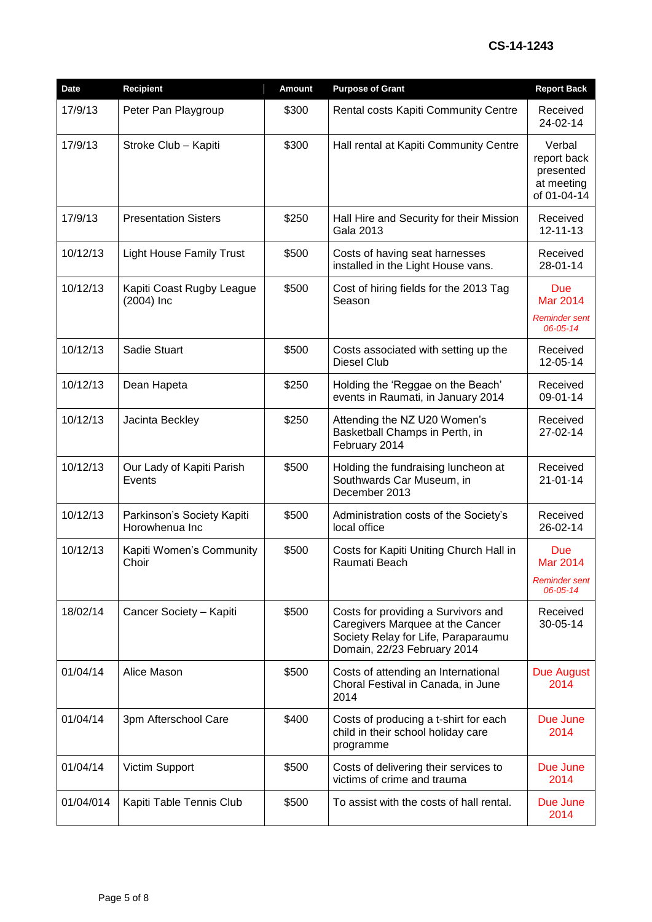**CS-14-1243**

| Date | Recipient | Amount | Purpose of Grant | Report Back |
|---|---|---|---|---|
| 17/9/13 | Peter Pan Playgroup | $300 | Rental costs Kapiti Community Centre | Received 24-02-14 |
| 17/9/13 | Stroke Club – Kapiti | $300 | Hall rental at Kapiti Community Centre | Verbal report back presented at meeting of 01-04-14 |
| 17/9/13 | Presentation Sisters | $250 | Hall Hire and Security for their Mission Gala 2013 | Received 12-11-13 |
| 10/12/13 | Light House Family Trust | $500 | Costs of having seat harnesses installed in the Light House vans. | Received 28-01-14 |
| 10/12/13 | Kapiti Coast Rugby League (2004) Inc | $500 | Cost of hiring fields for the 2013 Tag Season | Due Mar 2014 *Reminder sent 06-05-14* |
| 10/12/13 | Sadie Stuart | $500 | Costs associated with setting up the Diesel Club | Received 12-05-14 |
| 10/12/13 | Dean Hapeta | $250 | Holding the 'Reggae on the Beach' events in Raumati, in January 2014 | Received 09-01-14 |
| 10/12/13 | Jacinta Beckley | $250 | Attending the NZ U20 Women's Basketball Champs in Perth, in February 2014 | Received 27-02-14 |
| 10/12/13 | Our Lady of Kapiti Parish Events | $500 | Holding the fundraising luncheon at Southwards Car Museum, in December 2013 | Received 21-01-14 |
| 10/12/13 | Parkinson's Society Kapiti Horowhenua Inc | $500 | Administration costs of the Society's local office | Received 26-02-14 |
| 10/12/13 | Kapiti Women's Community Choir | $500 | Costs for Kapiti Uniting Church Hall in Raumati Beach | Due Mar 2014 *Reminder sent 06-05-14* |
| 18/02/14 | Cancer Society – Kapiti | $500 | Costs for providing a Survivors and Caregivers Marquee at the Cancer Society Relay for Life, Paraparaumu Domain, 22/23 February 2014 | Received 30-05-14 |
| 01/04/14 | Alice Mason | $500 | Costs of attending an International Choral Festival in Canada, in June 2014 | Due August 2014 |
| 01/04/14 | 3pm Afterschool Care | $400 | Costs of producing a t-shirt for each child in their school holiday care programme | Due June 2014 |
| 01/04/14 | Victim Support | $500 | Costs of delivering their services to victims of crime and trauma | Due June 2014 |
| 01/04/014 | Kapiti Table Tennis Club | $500 | To assist with the costs of hall rental. | Due June 2014 |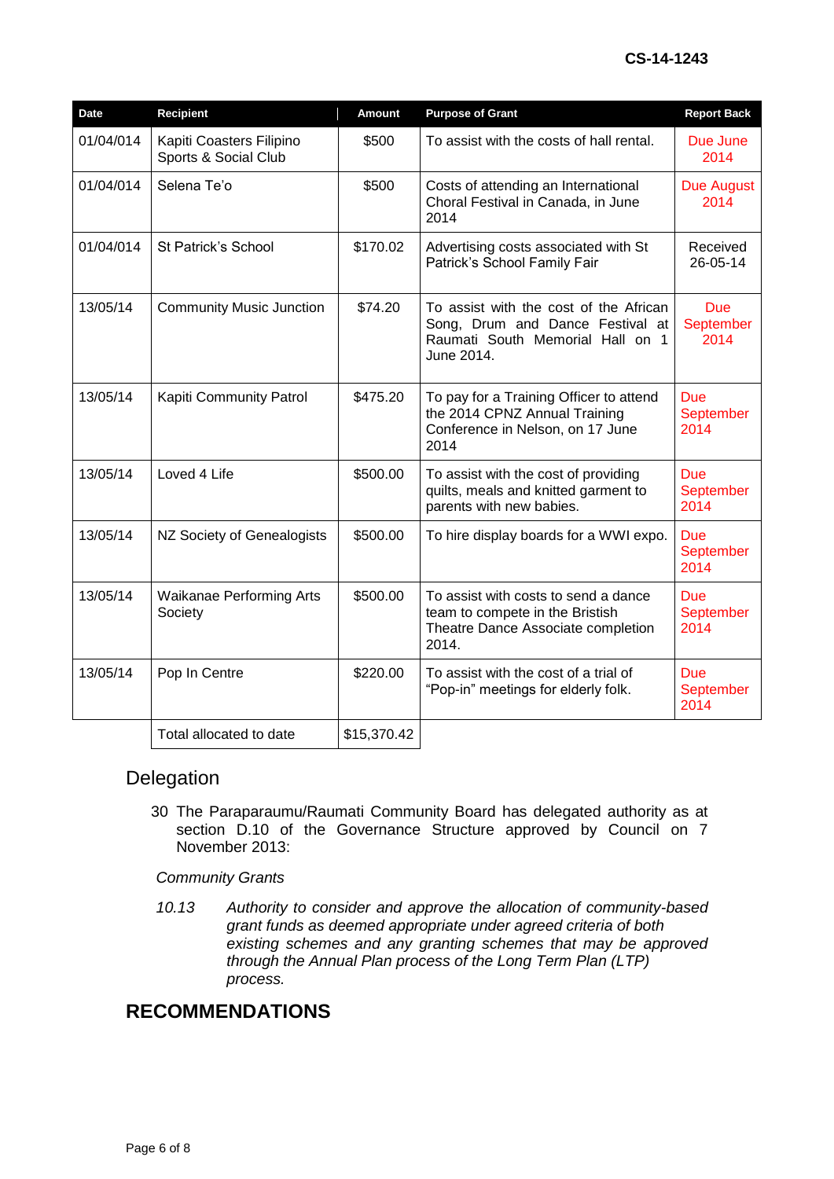CS-14-1243

| Date | Recipient | Amount | Purpose of Grant | Report Back |
|---|---|---|---|---|
| 01/04/014 | Kapiti Coasters Filipino Sports & Social Club | $500 | To assist with the costs of hall rental. | Due June 2014 |
| 01/04/014 | Selena Te'o | $500 | Costs of attending an International Choral Festival in Canada, in June 2014 | Due August 2014 |
| 01/04/014 | St Patrick's School | $170.02 | Advertising costs associated with St Patrick's School Family Fair | Received 26-05-14 |
| 13/05/14 | Community Music Junction | $74.20 | To assist with the cost of the African Song, Drum and Dance Festival at Raumati South Memorial Hall on 1 June 2014. | Due September 2014 |
| 13/05/14 | Kapiti Community Patrol | $475.20 | To pay for a Training Officer to attend the 2014 CPNZ Annual Training Conference in Nelson, on 17 June 2014 | Due September 2014 |
| 13/05/14 | Loved 4 Life | $500.00 | To assist with the cost of providing quilts, meals and knitted garment to parents with new babies. | Due September 2014 |
| 13/05/14 | NZ Society of Genealogists | $500.00 | To hire display boards for a WWI expo. | Due September 2014 |
| 13/05/14 | Waikanae Performing Arts Society | $500.00 | To assist with costs to send a dance team to compete in the Bristish Theatre Dance Associate completion 2014. | Due September 2014 |
| 13/05/14 | Pop In Centre | $220.00 | To assist with the cost of a trial of "Pop-in" meetings for elderly folk. | Due September 2014 |
| | Total allocated to date | $15,370.42 | | |

## Delegation

30 The Paraparaumu/Raumati Community Board has delegated authority as at section D.10 of the Governance Structure approved by Council on 7 November 2013:

*Community Grants*

*10.13 Authority to consider and approve the allocation of community-based grant funds as deemed appropriate under agreed criteria of both existing schemes and any granting schemes that may be approved through the Annual Plan process of the Long Term Plan (LTP) process.*

## RECOMMENDATIONS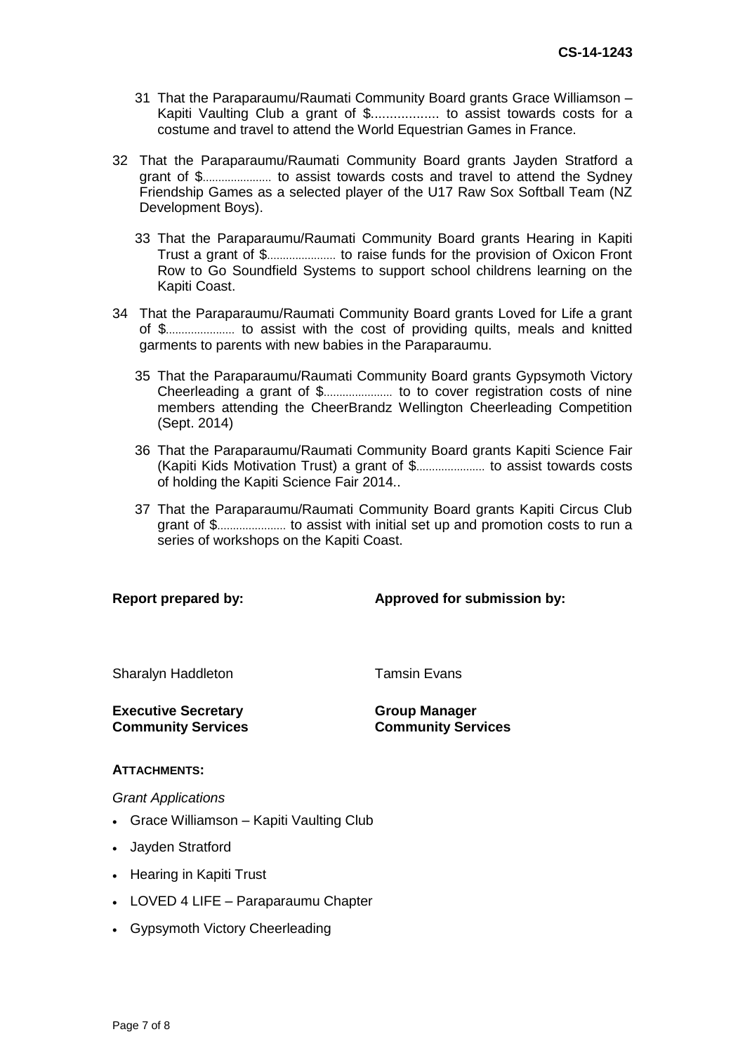31 That the Paraparaumu/Raumati Community Board grants Grace Williamson – Kapiti Vaulting Club a grant of $................. to assist towards costs for a costume and travel to attend the World Equestrian Games in France.

32 That the Paraparaumu/Raumati Community Board grants Jayden Stratford a grant of $...................... to assist towards costs and travel to attend the Sydney Friendship Games as a selected player of the U17 Raw Sox Softball Team (NZ Development Boys).

33 That the Paraparaumu/Raumati Community Board grants Hearing in Kapiti Trust a grant of $...................... to raise funds for the provision of Oxicon Front Row to Go Soundfield Systems to support school childrens learning on the Kapiti Coast.

34 That the Paraparaumu/Raumati Community Board grants Loved for Life a grant of $...................... to assist with the cost of providing quilts, meals and knitted garments to parents with new babies in the Paraparaumu.

35 That the Paraparaumu/Raumati Community Board grants Gypsymoth Victory Cheerleading a grant of $...................... to to cover registration costs of nine members attending the CheerBrandz Wellington Cheerleading Competition (Sept. 2014)

36 That the Paraparaumu/Raumati Community Board grants Kapiti Science Fair (Kapiti Kids Motivation Trust) a grant of $...................... to assist towards costs of holding the Kapiti Science Fair 2014..

37 That the Paraparaumu/Raumati Community Board grants Kapiti Circus Club grant of $...................... to assist with initial set up and promotion costs to run a series of workshops on the Kapiti Coast.

| **Report prepared by:** | **Approved for submission by:** |
|---|---|
| Sharalyn Haddleton | Tamsin Evans |
| **Executive Secretary** **Community Services** | **Group Manager** **Community Services** |

**ATTACHMENTS:**

*Grant Applications*

- Grace Williamson – Kapiti Vaulting Club
- Jayden Stratford
- Hearing in Kapiti Trust
- LOVED 4 LIFE – Paraparaumu Chapter
- Gypsymoth Victory Cheerleading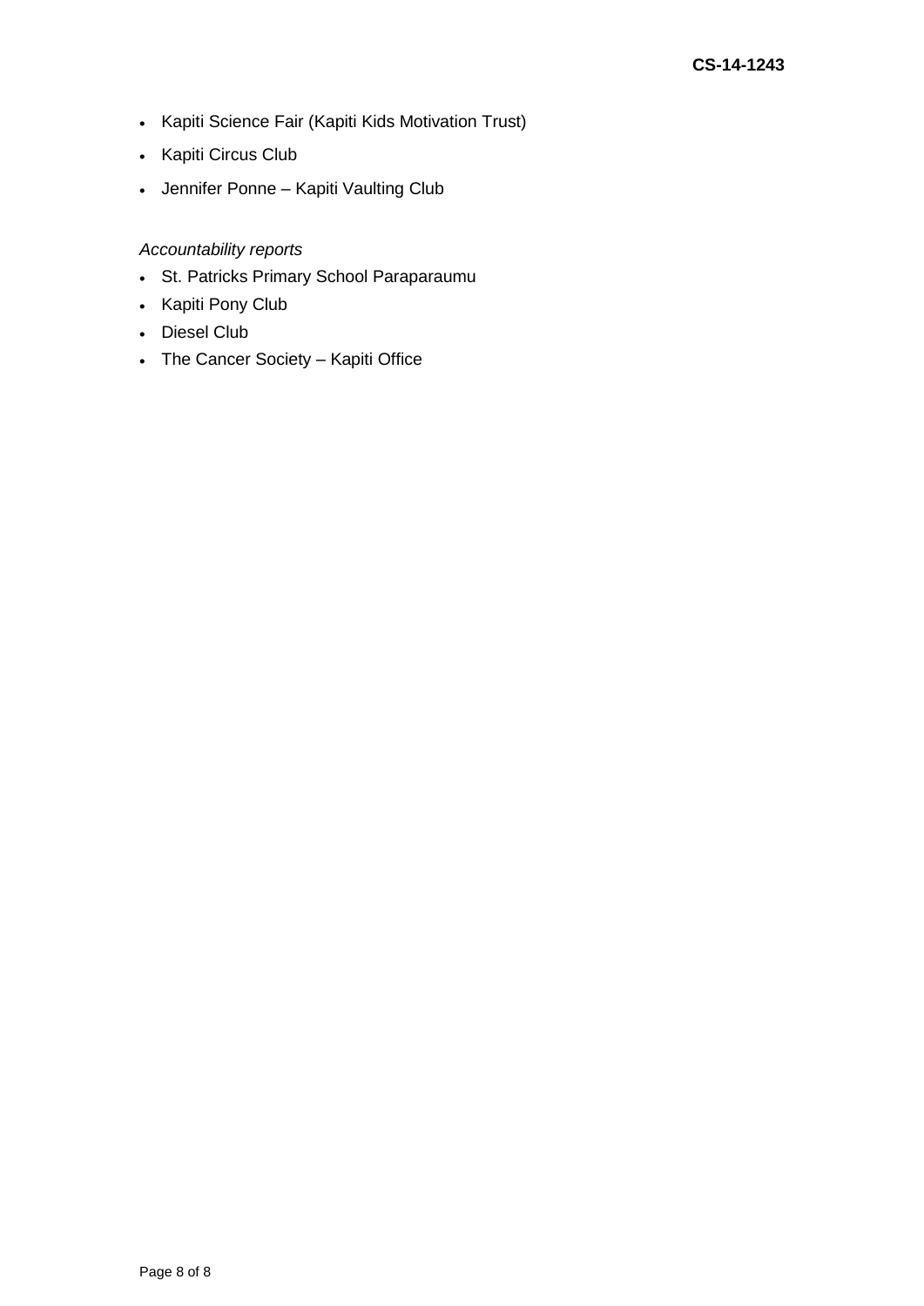- Kapiti Science Fair (Kapiti Kids Motivation Trust)
- Kapiti Circus Club
- Jennifer Ponne – Kapiti Vaulting Club

*Accountability reports*

- St. Patricks Primary School Paraparaumu
- Kapiti Pony Club
- Diesel Club
- The Cancer Society – Kapiti Office